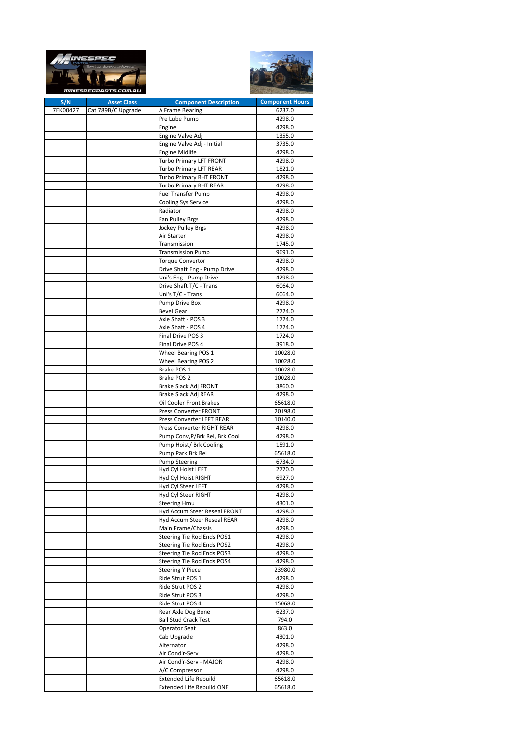| S/N | Asset Class | Component Description | Component Hours |
|---|---|---|---|
| 7EK00427 | Cat 789B/C Upgrade | A Frame Bearing | 6237.0 |
| | | Pre Lube Pump | 4298.0 |
| | | Engine | 4298.0 |
| | | Engine Valve Adj | 1355.0 |
| | | Engine Valve Adj - Initial | 3735.0 |
| | | Engine Midlife | 4298.0 |
| | | Turbo Primary LFT FRONT | 4298.0 |
| | | Turbo Primary LFT REAR | 1821.0 |
| | | Turbo Primary RHT FRONT | 4298.0 |
| | | Turbo Primary RHT REAR | 4298.0 |
| | | Fuel Transfer Pump | 4298.0 |
| | | Cooling Sys Service | 4298.0 |
| | | Radiator | 4298.0 |
| | | Fan Pulley Brgs | 4298.0 |
| | | Jockey Pulley Brgs | 4298.0 |
| | | Air Starter | 4298.0 |
| | | Transmission | 1745.0 |
| | | Transmission Pump | 9691.0 |
| | | Torque Convertor | 4298.0 |
| | | Drive Shaft Eng - Pump Drive | 4298.0 |
| | | Uni's Eng - Pump Drive | 4298.0 |
| | | Drive Shaft T/C - Trans | 6064.0 |
| | | Uni's T/C - Trans | 6064.0 |
| | | Pump Drive Box | 4298.0 |
| | | Bevel Gear | 2724.0 |
| | | Axle Shaft - POS 3 | 1724.0 |
| | | Axle Shaft - POS 4 | 1724.0 |
| | | Final Drive POS 3 | 1724.0 |
| | | Final Drive POS 4 | 3918.0 |
| | | Wheel Bearing POS 1 | 10028.0 |
| | | Wheel Bearing POS 2 | 10028.0 |
| | | Brake POS 1 | 10028.0 |
| | | Brake POS 2 | 10028.0 |
| | | Brake Slack Adj FRONT | 3860.0 |
| | | Brake Slack Adj REAR | 4298.0 |
| | | Oil Cooler Front Brakes | 65618.0 |
| | | Press Converter FRONT | 20198.0 |
| | | Press Converter LEFT REAR | 10140.0 |
| | | Press Converter RIGHT REAR | 4298.0 |
| | | Pump Conv,P/Brk Rel, Brk Cool | 4298.0 |
| | | Pump Hoist/ Brk Cooling | 1591.0 |
| | | Pump Park Brk Rel | 65618.0 |
| | | Pump Steering | 6734.0 |
| | | Hyd Cyl Hoist LEFT | 2770.0 |
| | | Hyd Cyl Hoist RIGHT | 6927.0 |
| | | Hyd Cyl Steer LEFT | 4298.0 |
| | | Hyd Cyl Steer RIGHT | 4298.0 |
| | | Steering Hmu | 4301.0 |
| | | Hyd Accum Steer Reseal FRONT | 4298.0 |
| | | Hyd Accum Steer Reseal REAR | 4298.0 |
| | | Main Frame/Chassis | 4298.0 |
| | | Steering Tie Rod Ends POS1 | 4298.0 |
| | | Steering Tie Rod Ends POS2 | 4298.0 |
| | | Steering Tie Rod Ends POS3 | 4298.0 |
| | | Steering Tie Rod Ends POS4 | 4298.0 |
| | | Steering Y Piece | 23980.0 |
| | | Ride Strut POS 1 | 4298.0 |
| | | Ride Strut POS 2 | 4298.0 |
| | | Ride Strut POS 3 | 4298.0 |
| | | Ride Strut POS 4 | 15068.0 |
| | | Rear Axle Dog Bone | 6237.0 |
| | | Ball Stud Crack Test | 794.0 |
| | | Operator Seat | 863.0 |
| | | Cab Upgrade | 4301.0 |
| | | Alternator | 4298.0 |
| | | Air Cond'r-Serv | 4298.0 |
| | | Air Cond'r-Serv - MAJOR | 4298.0 |
| | | A/C Compressor | 4298.0 |
| | | Extended Life Rebuild | 65618.0 |
| | | Extended Life Rebuild ONE | 65618.0 |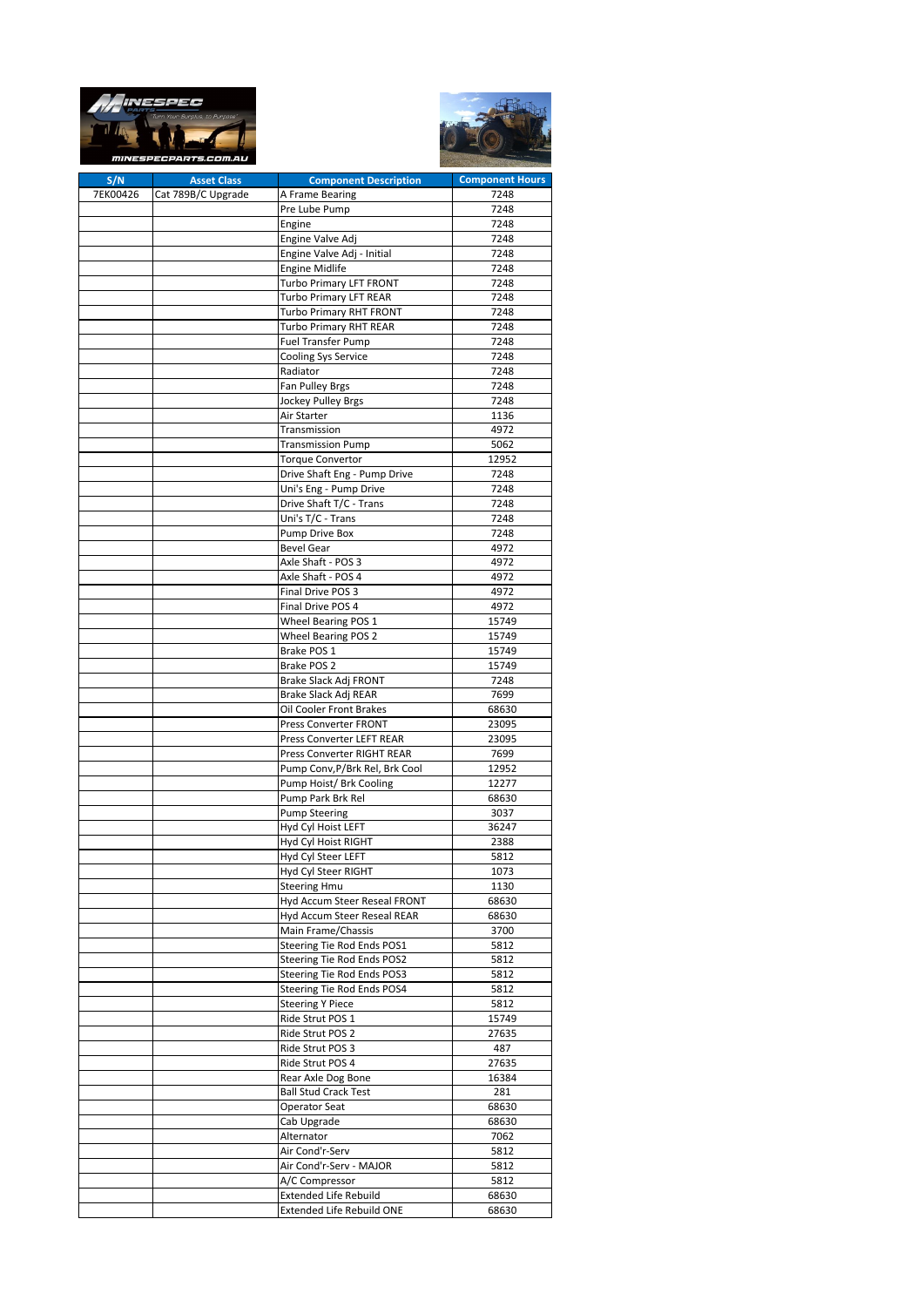| S/N | Asset Class | Component Description | Component Hours |
|---|---|---|---|
| 7EK00426 | Cat 789B/C Upgrade | A Frame Bearing | 7248 |
| | | Pre Lube Pump | 7248 |
| | | Engine | 7248 |
| | | Engine Valve Adj | 7248 |
| | | Engine Valve Adj - Initial | 7248 |
| | | Engine Midlife | 7248 |
| | | Turbo Primary LFT FRONT | 7248 |
| | | Turbo Primary LFT REAR | 7248 |
| | | Turbo Primary RHT FRONT | 7248 |
| | | Turbo Primary RHT REAR | 7248 |
| | | Fuel Transfer Pump | 7248 |
| | | Cooling Sys Service | 7248 |
| | | Radiator | 7248 |
| | | Fan Pulley Brgs | 7248 |
| | | Jockey Pulley Brgs | 7248 |
| | | Air Starter | 1136 |
| | | Transmission | 4972 |
| | | Transmission Pump | 5062 |
| | | Torque Convertor | 12952 |
| | | Drive Shaft Eng - Pump Drive | 7248 |
| | | Uni's Eng - Pump Drive | 7248 |
| | | Drive Shaft T/C - Trans | 7248 |
| | | Uni's T/C - Trans | 7248 |
| | | Pump Drive Box | 7248 |
| | | Bevel Gear | 4972 |
| | | Axle Shaft - POS 3 | 4972 |
| | | Axle Shaft - POS 4 | 4972 |
| | | Final Drive POS 3 | 4972 |
| | | Final Drive POS 4 | 4972 |
| | | Wheel Bearing POS 1 | 15749 |
| | | Wheel Bearing POS 2 | 15749 |
| | | Brake POS 1 | 15749 |
| | | Brake POS 2 | 15749 |
| | | Brake Slack Adj FRONT | 7248 |
| | | Brake Slack Adj REAR | 7699 |
| | | Oil Cooler Front Brakes | 68630 |
| | | Press Converter FRONT | 23095 |
| | | Press Converter LEFT REAR | 23095 |
| | | Press Converter RIGHT REAR | 7699 |
| | | Pump Conv,P/Brk Rel, Brk Cool | 12952 |
| | | Pump Hoist/ Brk Cooling | 12277 |
| | | Pump Park Brk Rel | 68630 |
| | | Pump Steering | 3037 |
| | | Hyd Cyl Hoist LEFT | 36247 |
| | | Hyd Cyl Hoist RIGHT | 2388 |
| | | Hyd Cyl Steer LEFT | 5812 |
| | | Hyd Cyl Steer RIGHT | 1073 |
| | | Steering Hmu | 1130 |
| | | Hyd Accum Steer Reseal FRONT | 68630 |
| | | Hyd Accum Steer Reseal REAR | 68630 |
| | | Main Frame/Chassis | 3700 |
| | | Steering Tie Rod Ends POS1 | 5812 |
| | | Steering Tie Rod Ends POS2 | 5812 |
| | | Steering Tie Rod Ends POS3 | 5812 |
| | | Steering Tie Rod Ends POS4 | 5812 |
| | | Steering Y Piece | 5812 |
| | | Ride Strut POS 1 | 15749 |
| | | Ride Strut POS 2 | 27635 |
| | | Ride Strut POS 3 | 487 |
| | | Ride Strut POS 4 | 27635 |
| | | Rear Axle Dog Bone | 16384 |
| | | Ball Stud Crack Test | 281 |
| | | Operator Seat | 68630 |
| | | Cab Upgrade | 68630 |
| | | Alternator | 7062 |
| | | Air Cond'r-Serv | 5812 |
| | | Air Cond'r-Serv - MAJOR | 5812 |
| | | A/C Compressor | 5812 |
| | | Extended Life Rebuild | 68630 |
| | | Extended Life Rebuild ONE | 68630 |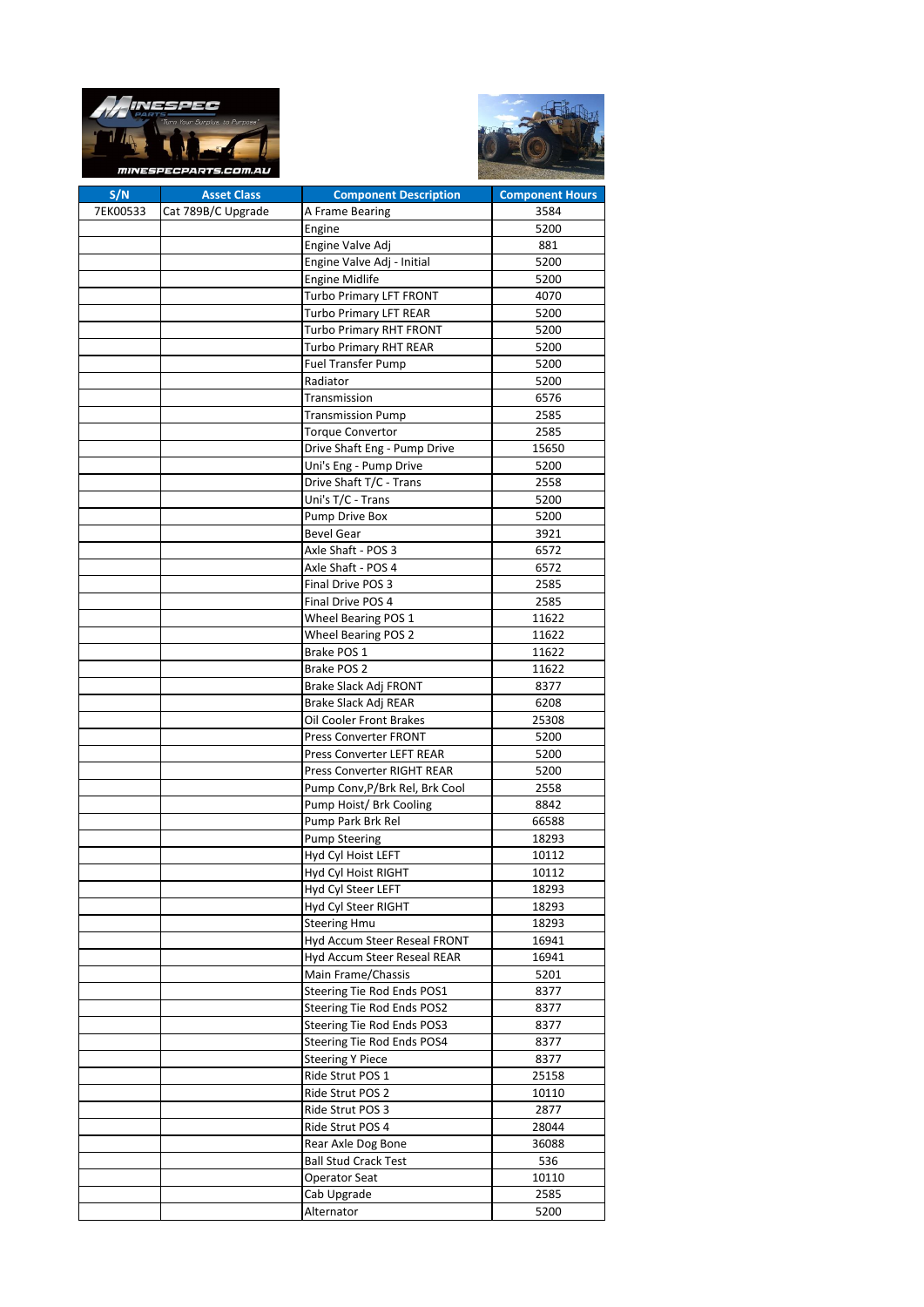| S/N | Asset Class | Component Description | Component Hours |
|---|---|---|---|
| 7EK00533 | Cat 789B/C Upgrade | A Frame Bearing | 3584 |
| | | Engine | 5200 |
| | | Engine Valve Adj | 881 |
| | | Engine Valve Adj - Initial | 5200 |
| | | Engine Midlife | 5200 |
| | | Turbo Primary LFT FRONT | 4070 |
| | | Turbo Primary LFT REAR | 5200 |
| | | Turbo Primary RHT FRONT | 5200 |
| | | Turbo Primary RHT REAR | 5200 |
| | | Fuel Transfer Pump | 5200 |
| | | Radiator | 5200 |
| | | Transmission | 6576 |
| | | Transmission Pump | 2585 |
| | | Torque Convertor | 2585 |
| | | Drive Shaft Eng - Pump Drive | 15650 |
| | | Uni's Eng - Pump Drive | 5200 |
| | | Drive Shaft T/C - Trans | 2558 |
| | | Uni's T/C - Trans | 5200 |
| | | Pump Drive Box | 5200 |
| | | Bevel Gear | 3921 |
| | | Axle Shaft - POS 3 | 6572 |
| | | Axle Shaft - POS 4 | 6572 |
| | | Final Drive POS 3 | 2585 |
| | | Final Drive POS 4 | 2585 |
| | | Wheel Bearing POS 1 | 11622 |
| | | Wheel Bearing POS 2 | 11622 |
| | | Brake POS 1 | 11622 |
| | | Brake POS 2 | 11622 |
| | | Brake Slack Adj FRONT | 8377 |
| | | Brake Slack Adj REAR | 6208 |
| | | Oil Cooler Front Brakes | 25308 |
| | | Press Converter FRONT | 5200 |
| | | Press Converter LEFT REAR | 5200 |
| | | Press Converter RIGHT REAR | 5200 |
| | | Pump Conv,P/Brk Rel, Brk Cool | 2558 |
| | | Pump Hoist/ Brk Cooling | 8842 |
| | | Pump Park Brk Rel | 66588 |
| | | Pump Steering | 18293 |
| | | Hyd Cyl Hoist LEFT | 10112 |
| | | Hyd Cyl Hoist RIGHT | 10112 |
| | | Hyd Cyl Steer LEFT | 18293 |
| | | Hyd Cyl Steer RIGHT | 18293 |
| | | Steering Hmu | 18293 |
| | | Hyd Accum Steer Reseal FRONT | 16941 |
| | | Hyd Accum Steer Reseal REAR | 16941 |
| | | Main Frame/Chassis | 5201 |
| | | Steering Tie Rod Ends POS1 | 8377 |
| | | Steering Tie Rod Ends POS2 | 8377 |
| | | Steering Tie Rod Ends POS3 | 8377 |
| | | Steering Tie Rod Ends POS4 | 8377 |
| | | Steering Y Piece | 8377 |
| | | Ride Strut POS 1 | 25158 |
| | | Ride Strut POS 2 | 10110 |
| | | Ride Strut POS 3 | 2877 |
| | | Ride Strut POS 4 | 28044 |
| | | Rear Axle Dog Bone | 36088 |
| | | Ball Stud Crack Test | 536 |
| | | Operator Seat | 10110 |
| | | Cab Upgrade | 2585 |
| | | Alternator | 5200 |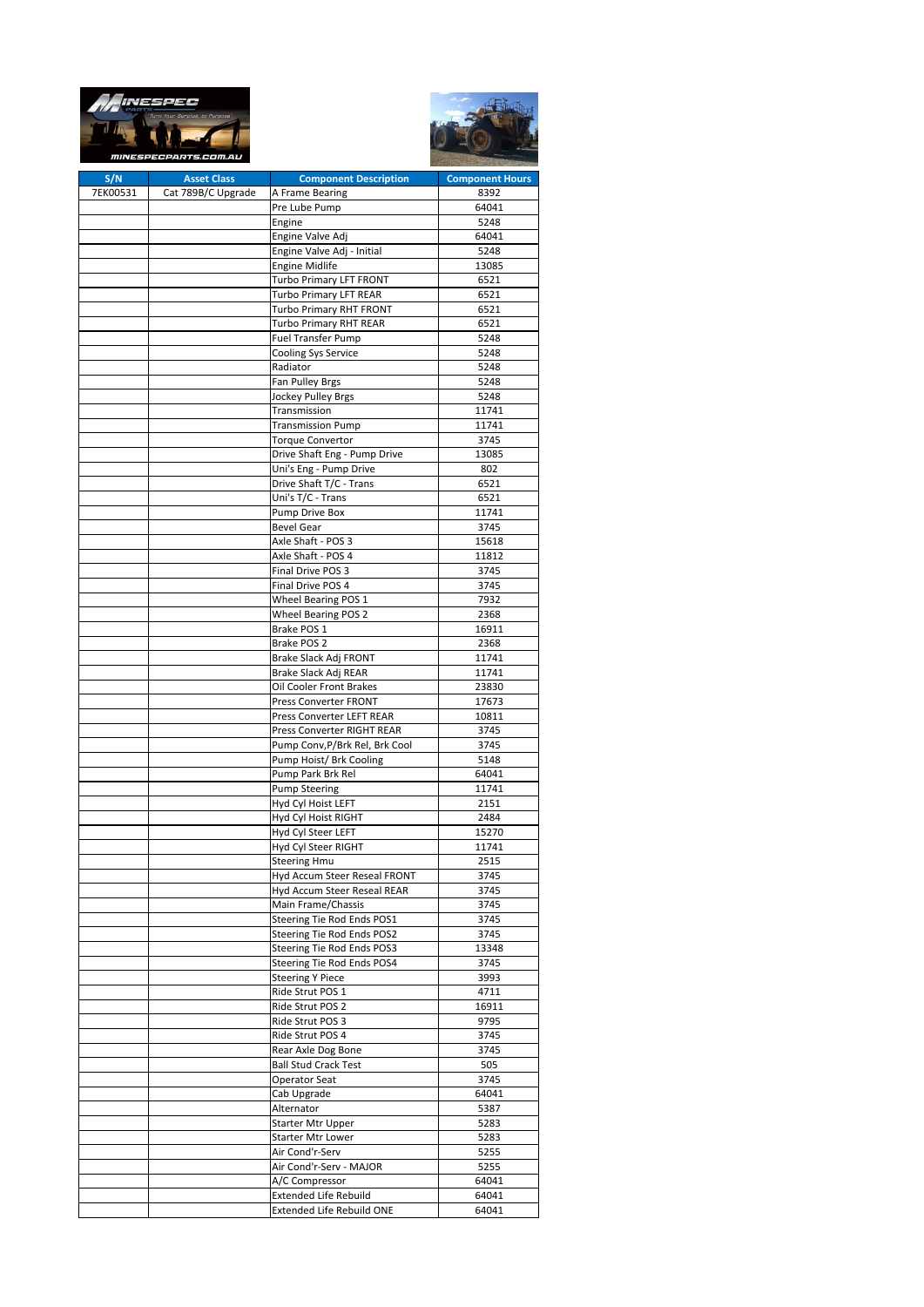| S/N | Asset Class | Component Description | Component Hours |
| --- | --- | --- | --- |
| 7EK00531 | Cat 789B/C Upgrade | A Frame Bearing | 8392 |
| | | Pre Lube Pump | 64041 |
| | | Engine | 5248 |
| | | Engine Valve Adj | 64041 |
| | | Engine Valve Adj - Initial | 5248 |
| | | Engine Midlife | 13085 |
| | | Turbo Primary LFT FRONT | 6521 |
| | | Turbo Primary LFT REAR | 6521 |
| | | Turbo Primary RHT FRONT | 6521 |
| | | Turbo Primary RHT REAR | 6521 |
| | | Fuel Transfer Pump | 5248 |
| | | Cooling Sys Service | 5248 |
| | | Radiator | 5248 |
| | | Fan Pulley Brgs | 5248 |
| | | Jockey Pulley Brgs | 5248 |
| | | Transmission | 11741 |
| | | Transmission Pump | 11741 |
| | | Torque Convertor | 3745 |
| | | Drive Shaft Eng - Pump Drive | 13085 |
| | | Uni's Eng - Pump Drive | 802 |
| | | Drive Shaft T/C - Trans | 6521 |
| | | Uni's T/C - Trans | 6521 |
| | | Pump Drive Box | 11741 |
| | | Bevel Gear | 3745 |
| | | Axle Shaft - POS 3 | 15618 |
| | | Axle Shaft - POS 4 | 11812 |
| | | Final Drive POS 3 | 3745 |
| | | Final Drive POS 4 | 3745 |
| | | Wheel Bearing POS 1 | 7932 |
| | | Wheel Bearing POS 2 | 2368 |
| | | Brake POS 1 | 16911 |
| | | Brake POS 2 | 2368 |
| | | Brake Slack Adj FRONT | 11741 |
| | | Brake Slack Adj REAR | 11741 |
| | | Oil Cooler Front Brakes | 23830 |
| | | Press Converter FRONT | 17673 |
| | | Press Converter LEFT REAR | 10811 |
| | | Press Converter RIGHT REAR | 3745 |
| | | Pump Conv,P/Brk Rel, Brk Cool | 3745 |
| | | Pump Hoist/ Brk Cooling | 5148 |
| | | Pump Park Brk Rel | 64041 |
| | | Pump Steering | 11741 |
| | | Hyd Cyl Hoist LEFT | 2151 |
| | | Hyd Cyl Hoist RIGHT | 2484 |
| | | Hyd Cyl Steer LEFT | 15270 |
| | | Hyd Cyl Steer RIGHT | 11741 |
| | | Steering Hmu | 2515 |
| | | Hyd Accum Steer Reseal FRONT | 3745 |
| | | Hyd Accum Steer Reseal REAR | 3745 |
| | | Main Frame/Chassis | 3745 |
| | | Steering Tie Rod Ends POS1 | 3745 |
| | | Steering Tie Rod Ends POS2 | 3745 |
| | | Steering Tie Rod Ends POS3 | 13348 |
| | | Steering Tie Rod Ends POS4 | 3745 |
| | | Steering Y Piece | 3993 |
| | | Ride Strut POS 1 | 4711 |
| | | Ride Strut POS 2 | 16911 |
| | | Ride Strut POS 3 | 9795 |
| | | Ride Strut POS 4 | 3745 |
| | | Rear Axle Dog Bone | 3745 |
| | | Ball Stud Crack Test | 505 |
| | | Operator Seat | 3745 |
| | | Cab Upgrade | 64041 |
| | | Alternator | 5387 |
| | | Starter Mtr Upper | 5283 |
| | | Starter Mtr Lower | 5283 |
| | | Air Cond'r-Serv | 5255 |
| | | Air Cond'r-Serv - MAJOR | 5255 |
| | | A/C Compressor | 64041 |
| | | Extended Life Rebuild | 64041 |
| | | Extended Life Rebuild ONE | 64041 |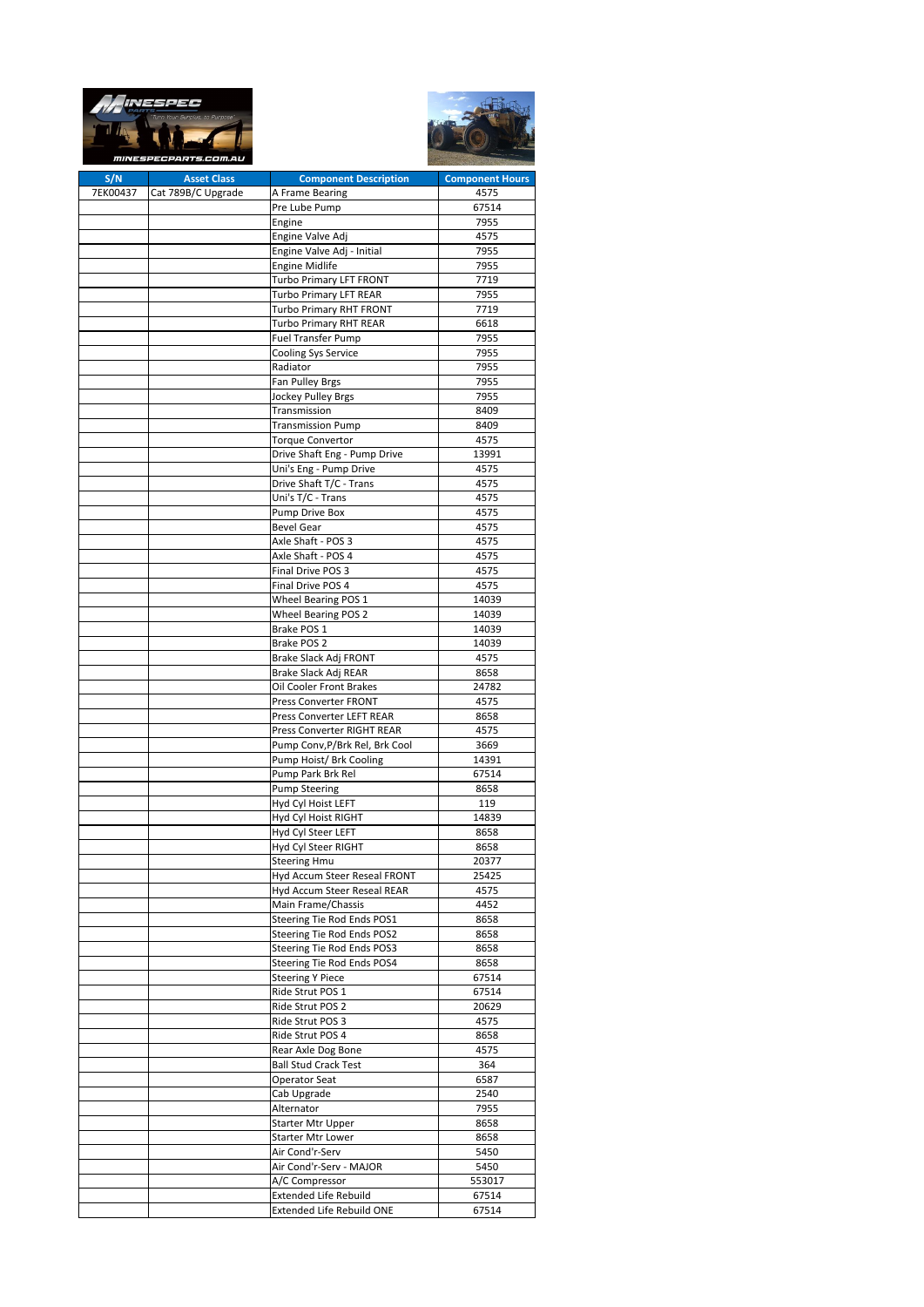| S/N | Asset Class | Component Description | Component Hours |
|---|---|---|---|
| 7EK00437 | Cat 789B/C Upgrade | A Frame Bearing | 4575 |
| | | Pre Lube Pump | 67514 |
| | | Engine | 7955 |
| | | Engine Valve Adj | 4575 |
| | | Engine Valve Adj - Initial | 7955 |
| | | Engine Midlife | 7955 |
| | | Turbo Primary LFT FRONT | 7719 |
| | | Turbo Primary LFT REAR | 7955 |
| | | Turbo Primary RHT FRONT | 7719 |
| | | Turbo Primary RHT REAR | 6618 |
| | | Fuel Transfer Pump | 7955 |
| | | Cooling Sys Service | 7955 |
| | | Radiator | 7955 |
| | | Fan Pulley Brgs | 7955 |
| | | Jockey Pulley Brgs | 7955 |
| | | Transmission | 8409 |
| | | Transmission Pump | 8409 |
| | | Torque Convertor | 4575 |
| | | Drive Shaft Eng - Pump Drive | 13991 |
| | | Uni's Eng - Pump Drive | 4575 |
| | | Drive Shaft T/C - Trans | 4575 |
| | | Uni's T/C - Trans | 4575 |
| | | Pump Drive Box | 4575 |
| | | Bevel Gear | 4575 |
| | | Axle Shaft - POS 3 | 4575 |
| | | Axle Shaft - POS 4 | 4575 |
| | | Final Drive POS 3 | 4575 |
| | | Final Drive POS 4 | 4575 |
| | | Wheel Bearing POS 1 | 14039 |
| | | Wheel Bearing POS 2 | 14039 |
| | | Brake POS 1 | 14039 |
| | | Brake POS 2 | 14039 |
| | | Brake Slack Adj FRONT | 4575 |
| | | Brake Slack Adj REAR | 8658 |
| | | Oil Cooler Front Brakes | 24782 |
| | | Press Converter FRONT | 4575 |
| | | Press Converter LEFT REAR | 8658 |
| | | Press Converter RIGHT REAR | 4575 |
| | | Pump Conv,P/Brk Rel, Brk Cool | 3669 |
| | | Pump Hoist/ Brk Cooling | 14391 |
| | | Pump Park Brk Rel | 67514 |
| | | Pump Steering | 8658 |
| | | Hyd Cyl Hoist LEFT | 119 |
| | | Hyd Cyl Hoist RIGHT | 14839 |
| | | Hyd Cyl Steer LEFT | 8658 |
| | | Hyd Cyl Steer RIGHT | 8658 |
| | | Steering Hmu | 20377 |
| | | Hyd Accum Steer Reseal FRONT | 25425 |
| | | Hyd Accum Steer Reseal REAR | 4575 |
| | | Main Frame/Chassis | 4452 |
| | | Steering Tie Rod Ends POS1 | 8658 |
| | | Steering Tie Rod Ends POS2 | 8658 |
| | | Steering Tie Rod Ends POS3 | 8658 |
| | | Steering Tie Rod Ends POS4 | 8658 |
| | | Steering Y Piece | 67514 |
| | | Ride Strut POS 1 | 67514 |
| | | Ride Strut POS 2 | 20629 |
| | | Ride Strut POS 3 | 4575 |
| | | Ride Strut POS 4 | 8658 |
| | | Rear Axle Dog Bone | 4575 |
| | | Ball Stud Crack Test | 364 |
| | | Operator Seat | 6587 |
| | | Cab Upgrade | 2540 |
| | | Alternator | 7955 |
| | | Starter Mtr Upper | 8658 |
| | | Starter Mtr Lower | 8658 |
| | | Air Cond'r-Serv | 5450 |
| | | Air Cond'r-Serv - MAJOR | 5450 |
| | | A/C Compressor | 553017 |
| | | Extended Life Rebuild | 67514 |
| | | Extended Life Rebuild ONE | 67514 |